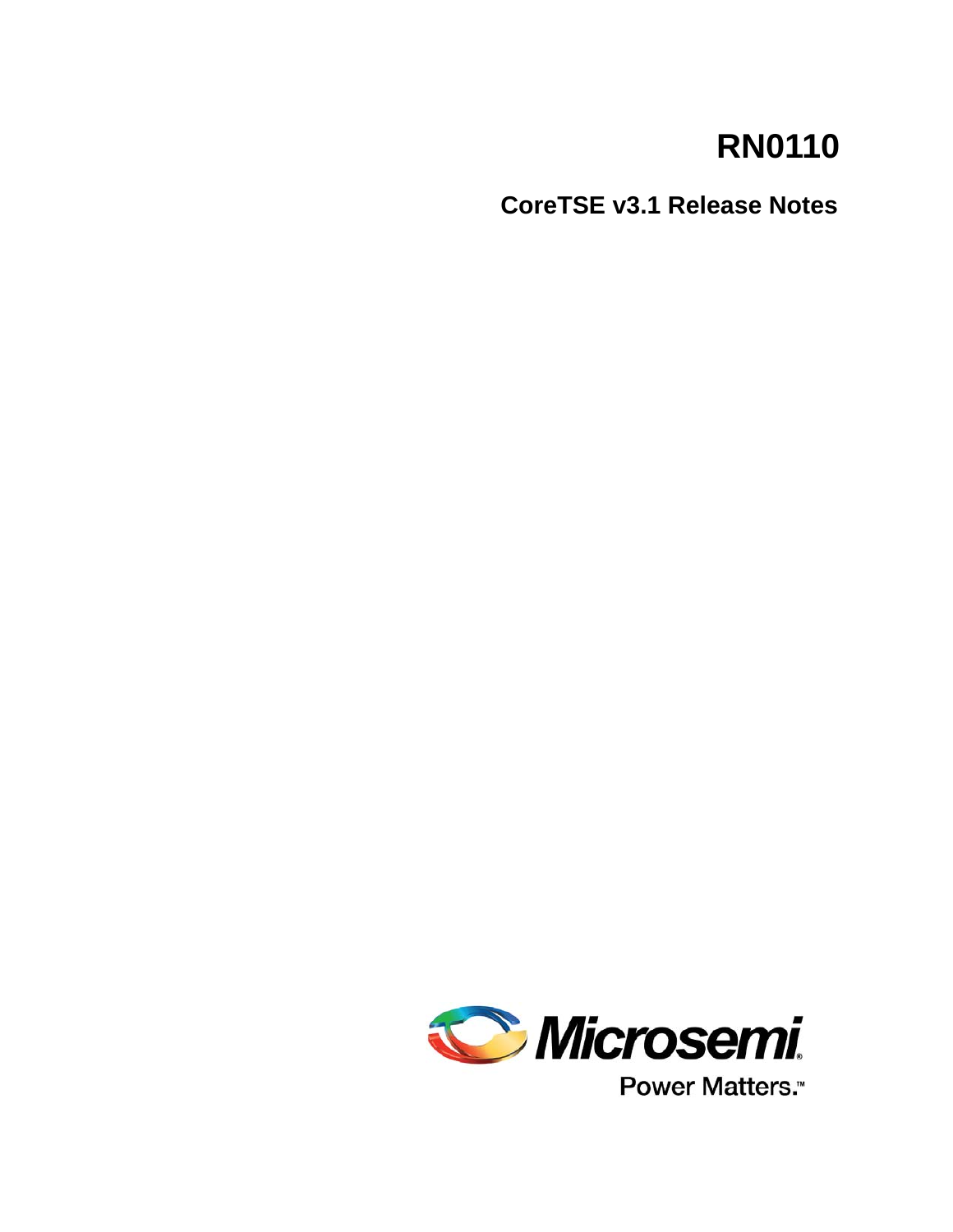# RN0110

## CoreTSE v3.1 Release Notes

Microsemi

Power Matters.™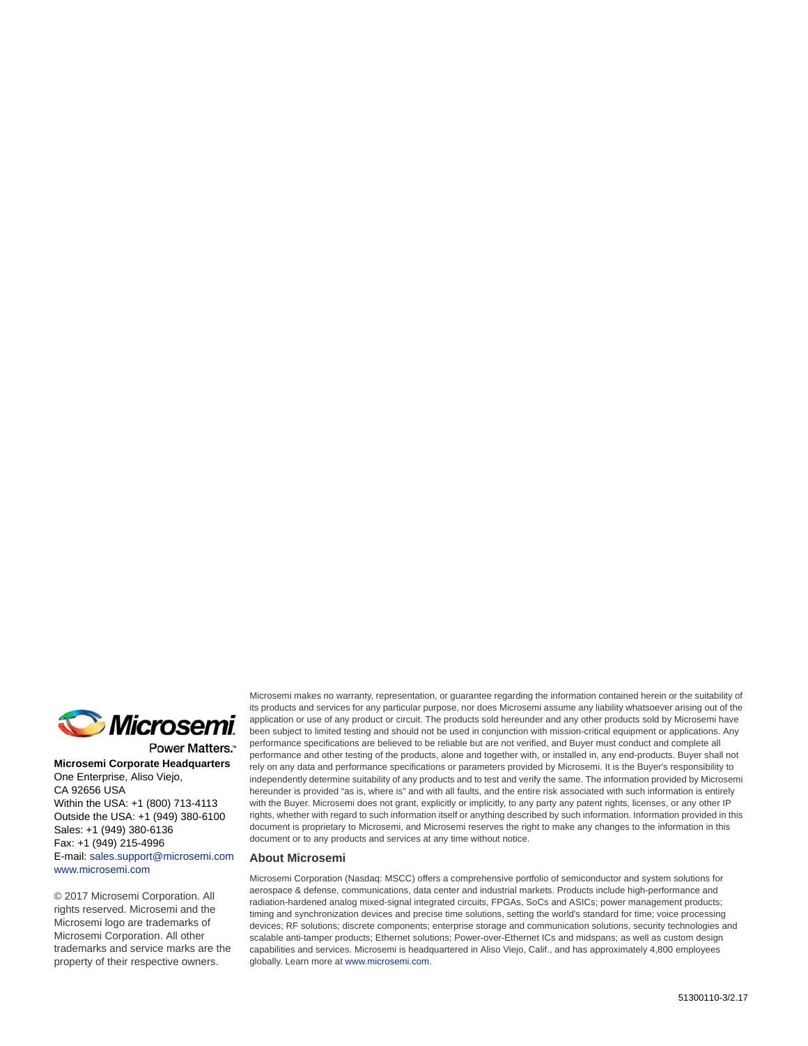Power Matters.™

**Microsemi Corporate Headquarters**
One Enterprise, Aliso Viejo,
CA 92656 USA
Within the USA: +1 (800) 713-4113
Outside the USA: +1 (949) 380-6100
Sales: +1 (949) 380-6136
Fax: +1 (949) 215-4996
E-mail: sales.support@microsemi.com
www.microsemi.com

© 2017 Microsemi Corporation. All rights reserved. Microsemi and the Microsemi logo are trademarks of Microsemi Corporation. All other trademarks and service marks are the property of their respective owners.

Microsemi makes no warranty, representation, or guarantee regarding the information contained herein or the suitability of its products and services for any particular purpose, nor does Microsemi assume any liability whatsoever arising out of the application or use of any product or circuit. The products sold hereunder and any other products sold by Microsemi have been subject to limited testing and should not be used in conjunction with mission-critical equipment or applications. Any performance specifications are believed to be reliable but are not verified, and Buyer must conduct and complete all performance and other testing of the products, alone and together with, or installed in, any end-products. Buyer shall not rely on any data and performance specifications or parameters provided by Microsemi. It is the Buyer's responsibility to independently determine suitability of any products and to test and verify the same. The information provided by Microsemi hereunder is provided "as is, where is" and with all faults, and the entire risk associated with such information is entirely with the Buyer. Microsemi does not grant, explicitly or implicitly, to any party any patent rights, licenses, or any other IP rights, whether with regard to such information itself or anything described by such information. Information provided in this document is proprietary to Microsemi, and Microsemi reserves the right to make any changes to the information in this document or to any products and services at any time without notice.

## About Microsemi

Microsemi Corporation (Nasdaq: MSCC) offers a comprehensive portfolio of semiconductor and system solutions for aerospace & defense, communications, data center and industrial markets. Products include high-performance and radiation-hardened analog mixed-signal integrated circuits, FPGAs, SoCs and ASICs; power management products; timing and synchronization devices and precise time solutions, setting the world's standard for time; voice processing devices; RF solutions; discrete components; enterprise storage and communication solutions, security technologies and scalable anti-tamper products; Ethernet solutions; Power-over-Ethernet ICs and midspans; as well as custom design capabilities and services. Microsemi is headquartered in Aliso Viejo, Calif., and has approximately 4,800 employees globally. Learn more at www.microsemi.com.

51300110-3/2.17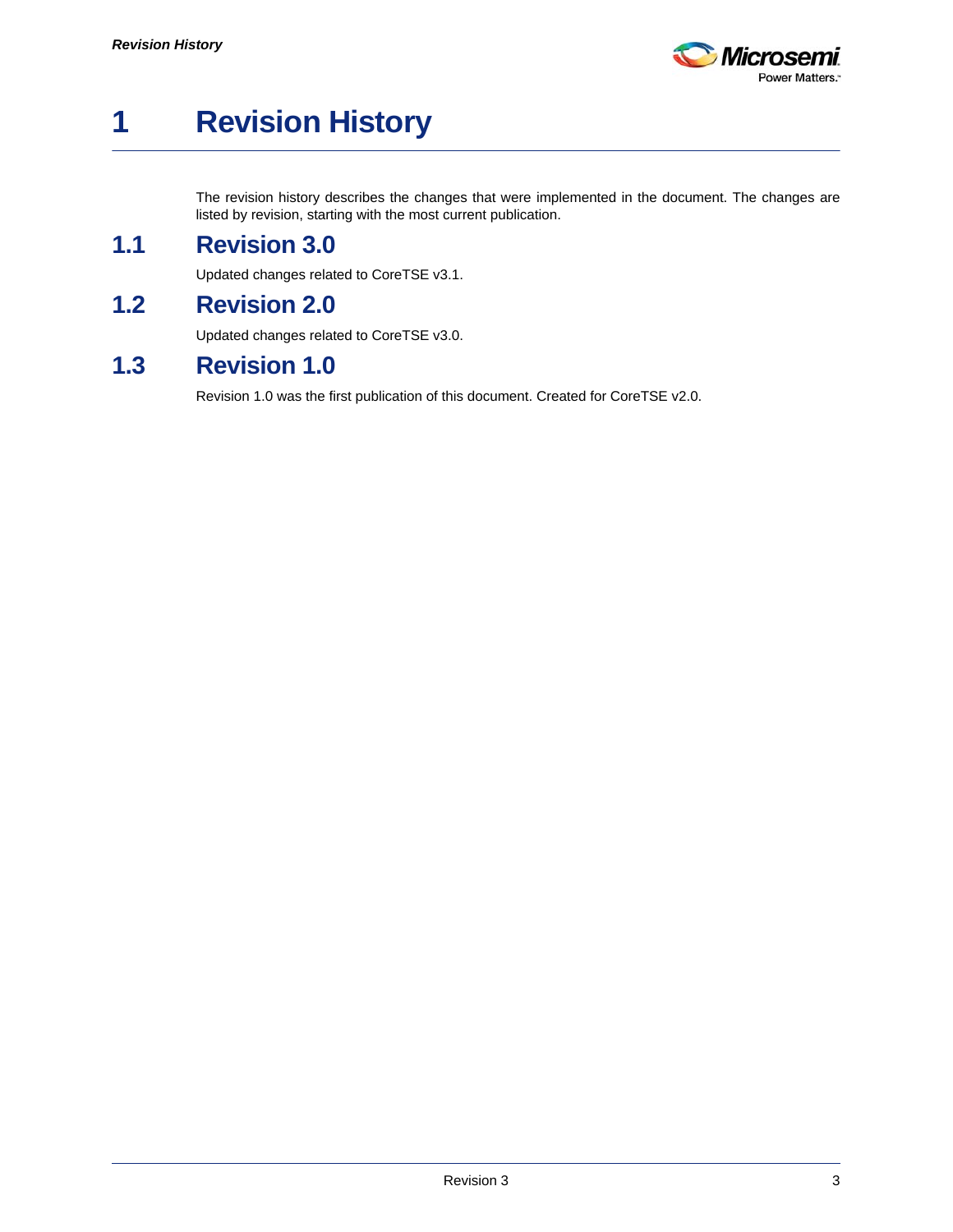# 1 Revision History

The revision history describes the changes that were implemented in the document. The changes are listed by revision, starting with the most current publication.

## 1.1 Revision 3.0

Updated changes related to CoreTSE v3.1.

## 1.2 Revision 2.0

Updated changes related to CoreTSE v3.0.

## 1.3 Revision 1.0

Revision 1.0 was the first publication of this document. Created for CoreTSE v2.0.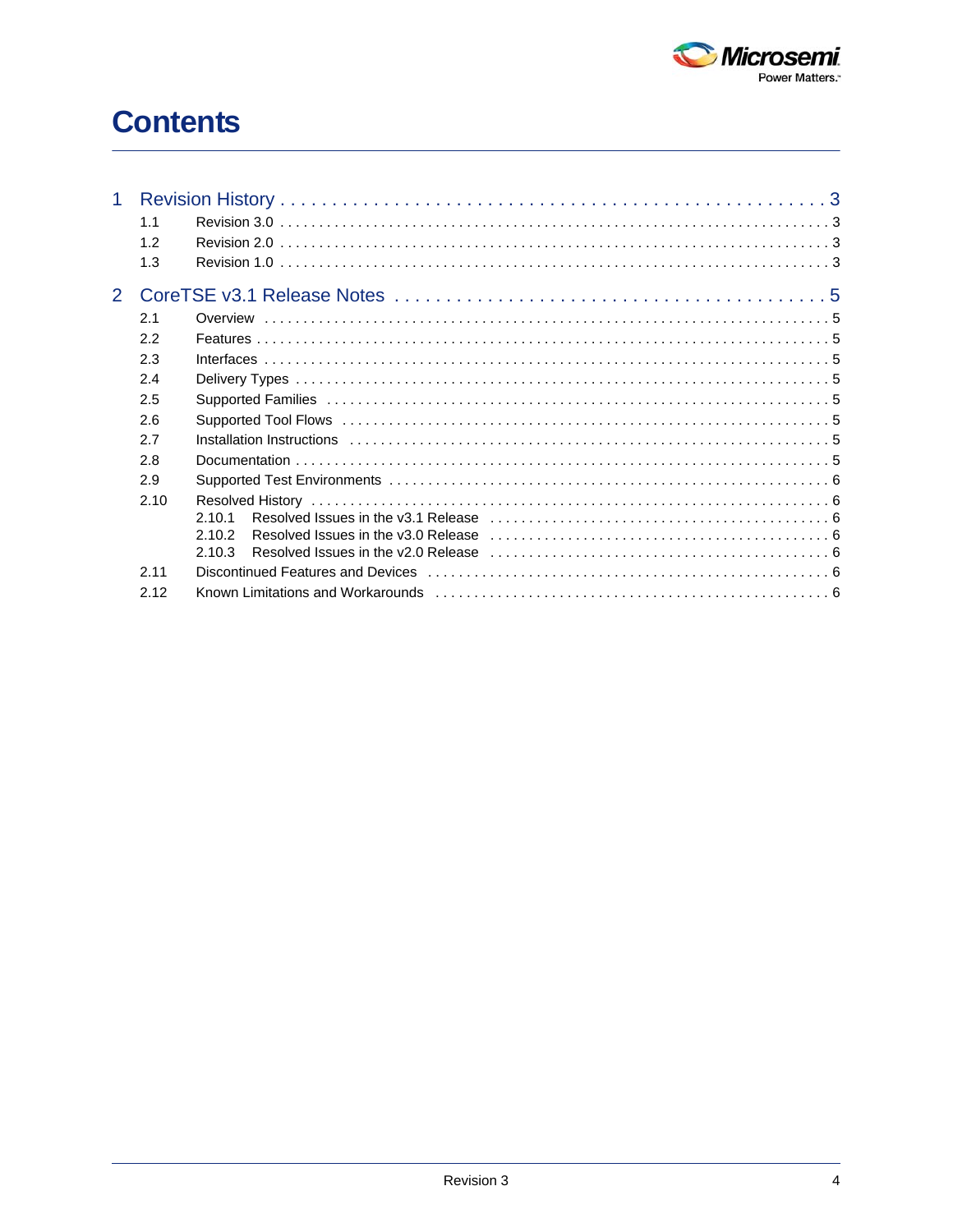# Contents

1 Revision History . . . . . . . . . . . . . . . . . . . . . . . . . . . . . . . . . . . . . . . . . . . . . . . . . . . 3
- 1.1 Revision 3.0 . . . . . . . . . . . . . . . . . . . . . . . . . . . . . . . . . . . . . . . . . . . . . . . . . . . 3
- 1.2 Revision 2.0 . . . . . . . . . . . . . . . . . . . . . . . . . . . . . . . . . . . . . . . . . . . . . . . . . . . 3
- 1.3 Revision 1.0 . . . . . . . . . . . . . . . . . . . . . . . . . . . . . . . . . . . . . . . . . . . . . . . . . . . 3

2 CoreTSE v3.1 Release Notes . . . . . . . . . . . . . . . . . . . . . . . . . . . . . . . . . . . . . . . 5
- 2.1 Overview . . . . . . . . . . . . . . . . . . . . . . . . . . . . . . . . . . . . . . . . . . . . . . . . . . . . . 5
- 2.2 Features . . . . . . . . . . . . . . . . . . . . . . . . . . . . . . . . . . . . . . . . . . . . . . . . . . . . . 5
- 2.3 Interfaces . . . . . . . . . . . . . . . . . . . . . . . . . . . . . . . . . . . . . . . . . . . . . . . . . . . . 5
- 2.4 Delivery Types . . . . . . . . . . . . . . . . . . . . . . . . . . . . . . . . . . . . . . . . . . . . . . . . . 5
- 2.5 Supported Families . . . . . . . . . . . . . . . . . . . . . . . . . . . . . . . . . . . . . . . . . . . . . . 5
- 2.6 Supported Tool Flows . . . . . . . . . . . . . . . . . . . . . . . . . . . . . . . . . . . . . . . . . . . . 5
- 2.7 Installation Instructions . . . . . . . . . . . . . . . . . . . . . . . . . . . . . . . . . . . . . . . . . . 5
- 2.8 Documentation . . . . . . . . . . . . . . . . . . . . . . . . . . . . . . . . . . . . . . . . . . . . . . . . . 5
- 2.9 Supported Test Environments . . . . . . . . . . . . . . . . . . . . . . . . . . . . . . . . . . . . . . 6
- 2.10 Resolved History . . . . . . . . . . . . . . . . . . . . . . . . . . . . . . . . . . . . . . . . . . . . . . . 6
  - 2.10.1 Resolved Issues in the v3.1 Release . . . . . . . . . . . . . . . . . . . . . . . . . . . . . . 6
  - 2.10.2 Resolved Issues in the v3.0 Release . . . . . . . . . . . . . . . . . . . . . . . . . . . . . . 6
  - 2.10.3 Resolved Issues in the v2.0 Release . . . . . . . . . . . . . . . . . . . . . . . . . . . . . . 6
- 2.11 Discontinued Features and Devices . . . . . . . . . . . . . . . . . . . . . . . . . . . . . . . . . 6
- 2.12 Known Limitations and Workarounds . . . . . . . . . . . . . . . . . . . . . . . . . . . . . . . . 6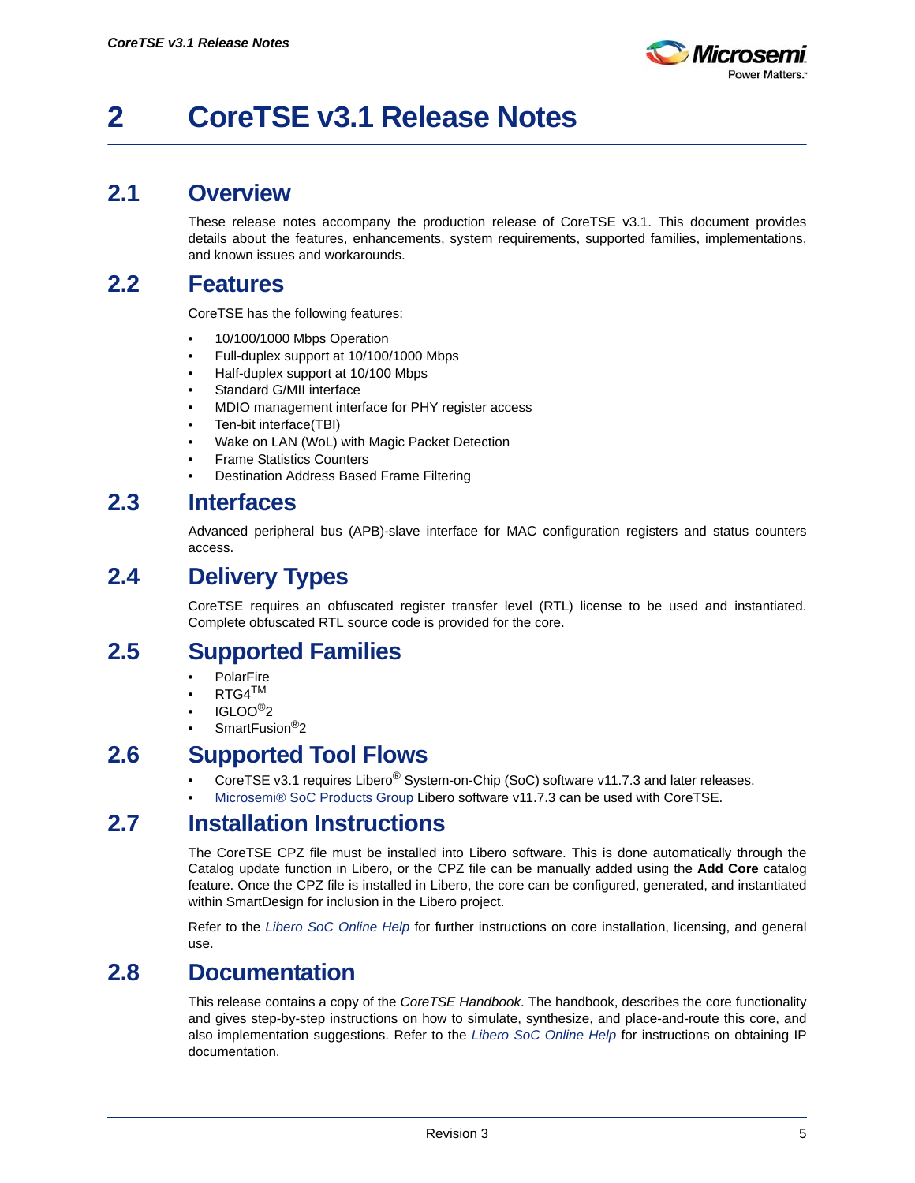# 2 CoreTSE v3.1 Release Notes

## 2.1 Overview

These release notes accompany the production release of CoreTSE v3.1. This document provides details about the features, enhancements, system requirements, supported families, implementations, and known issues and workarounds.

## 2.2 Features

CoreTSE has the following features:

- 10/100/1000 Mbps Operation
- Full-duplex support at 10/100/1000 Mbps
- Half-duplex support at 10/100 Mbps
- Standard G/MII interface
- MDIO management interface for PHY register access
- Ten-bit interface(TBI)
- Wake on LAN (WoL) with Magic Packet Detection
- Frame Statistics Counters
- Destination Address Based Frame Filtering

## 2.3 Interfaces

Advanced peripheral bus (APB)-slave interface for MAC configuration registers and status counters access.

## 2.4 Delivery Types

CoreTSE requires an obfuscated register transfer level (RTL) license to be used and instantiated. Complete obfuscated RTL source code is provided for the core.

## 2.5 Supported Families

- PolarFire
- RTG4™
- IGLOO®2
- SmartFusion®2

## 2.6 Supported Tool Flows

- CoreTSE v3.1 requires Libero® System-on-Chip (SoC) software v11.7.3 and later releases.
- Microsemi® SoC Products Group Libero software v11.7.3 can be used with CoreTSE.

## 2.7 Installation Instructions

The CoreTSE CPZ file must be installed into Libero software. This is done automatically through the Catalog update function in Libero, or the CPZ file can be manually added using the **Add Core** catalog feature. Once the CPZ file is installed in Libero, the core can be configured, generated, and instantiated within SmartDesign for inclusion in the Libero project.

Refer to the *Libero SoC Online Help* for further instructions on core installation, licensing, and general use.

## 2.8 Documentation

This release contains a copy of the *CoreTSE Handbook*. The handbook, describes the core functionality and gives step-by-step instructions on how to simulate, synthesize, and place-and-route this core, and also implementation suggestions. Refer to the *Libero SoC Online Help* for instructions on obtaining IP documentation.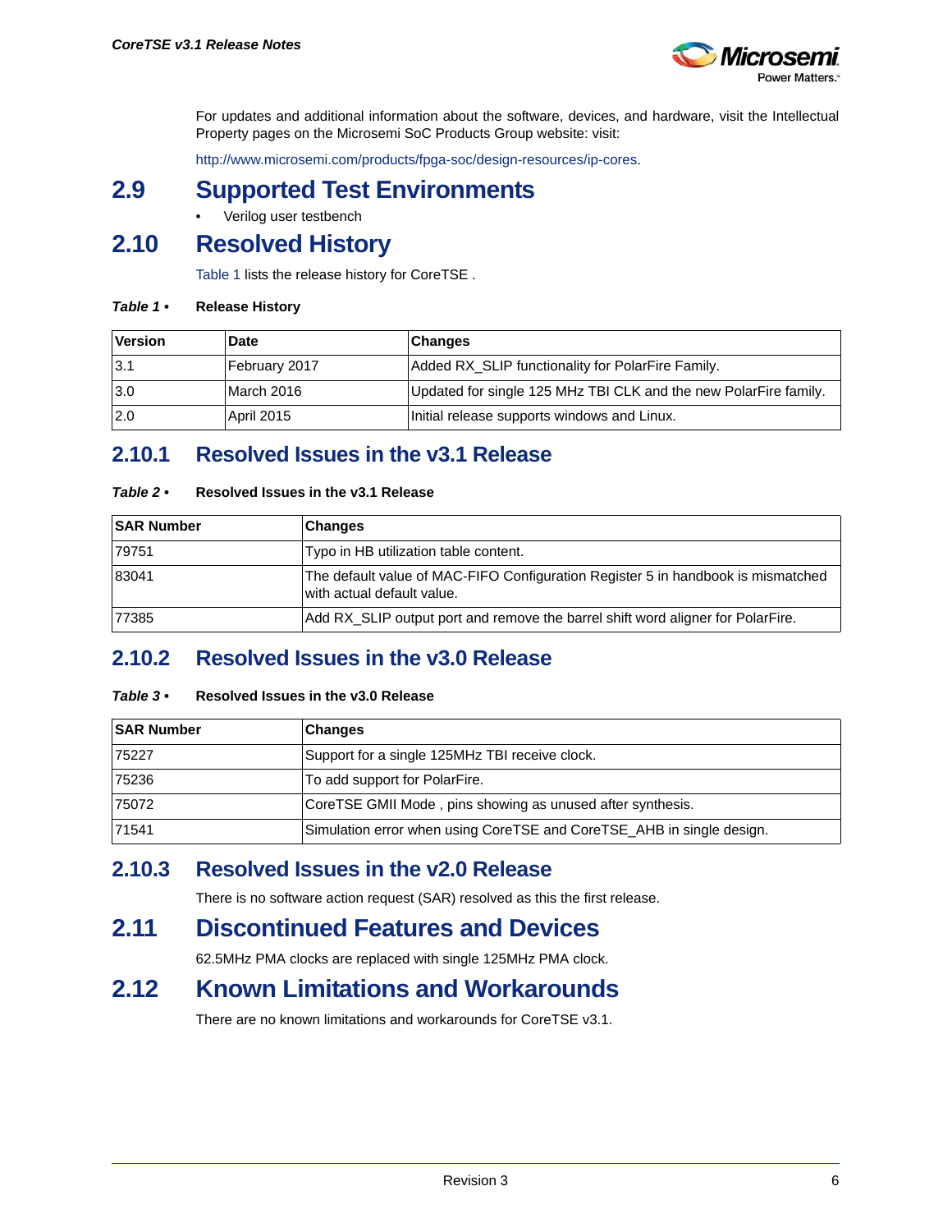For updates and additional information about the software, devices, and hardware, visit the Intellectual Property pages on the Microsemi SoC Products Group website: visit:

http://www.microsemi.com/products/fpga-soc/design-resources/ip-cores.

## 2.9 Supported Test Environments

- Verilog user testbench

## 2.10 Resolved History

Table 1 lists the release history for CoreTSE .

*Table 1 •* **Release History**

| Version | Date | Changes |
|---|---|---|
| 3.1 | February 2017 | Added RX_SLIP functionality for PolarFire Family. |
| 3.0 | March 2016 | Updated for single 125 MHz TBI CLK and the new PolarFire family. |
| 2.0 | April 2015 | Initial release supports windows and Linux. |

### 2.10.1 Resolved Issues in the v3.1 Release

*Table 2 •* **Resolved Issues in the v3.1 Release**

| SAR Number | Changes |
|---|---|
| 79751 | Typo in HB utilization table content. |
| 83041 | The default value of MAC-FIFO Configuration Register 5 in handbook is mismatched with actual default value. |
| 77385 | Add RX_SLIP output port and remove the barrel shift word aligner for PolarFire. |

### 2.10.2 Resolved Issues in the v3.0 Release

*Table 3 •* **Resolved Issues in the v3.0 Release**

| SAR Number | Changes |
|---|---|
| 75227 | Support for a single 125MHz TBI receive clock. |
| 75236 | To add support for PolarFire. |
| 75072 | CoreTSE GMII Mode , pins showing as unused after synthesis. |
| 71541 | Simulation error when using CoreTSE and CoreTSE_AHB in single design. |

### 2.10.3 Resolved Issues in the v2.0 Release

There is no software action request (SAR) resolved as this the first release.

## 2.11 Discontinued Features and Devices

62.5MHz PMA clocks are replaced with single 125MHz PMA clock.

## 2.12 Known Limitations and Workarounds

There are no known limitations and workarounds for CoreTSE v3.1.